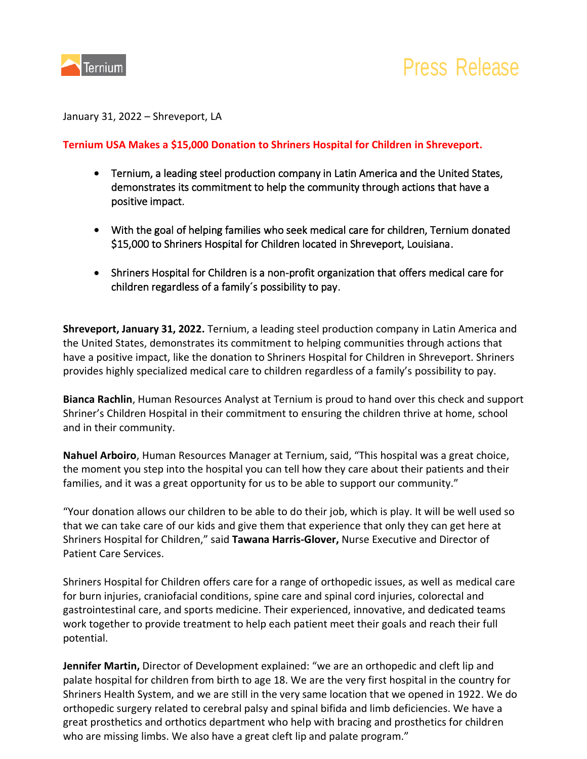Ternium

Press Release

January 31, 2022 – Shreveport, LA

**Ternium USA Makes a $15,000 Donation to Shriners Hospital for Children in Shreveport.**

- Ternium, a leading steel production company in Latin America and the United States, demonstrates its commitment to help the community through actions that have a positive impact.
- With the goal of helping families who seek medical care for children, Ternium donated $15,000 to Shriners Hospital for Children located in Shreveport, Louisiana.
- Shriners Hospital for Children is a non-profit organization that offers medical care for children regardless of a family´s possibility to pay.

**Shreveport, January 31, 2022.** Ternium, a leading steel production company in Latin America and the United States, demonstrates its commitment to helping communities through actions that have a positive impact, like the donation to Shriners Hospital for Children in Shreveport. Shriners provides highly specialized medical care to children regardless of a family's possibility to pay.

**Bianca Rachlin**, Human Resources Analyst at Ternium is proud to hand over this check and support Shriner's Children Hospital in their commitment to ensuring the children thrive at home, school and in their community.

**Nahuel Arboiro**, Human Resources Manager at Ternium, said, "This hospital was a great choice, the moment you step into the hospital you can tell how they care about their patients and their families, and it was a great opportunity for us to be able to support our community."

"Your donation allows our children to be able to do their job, which is play. It will be well used so that we can take care of our kids and give them that experience that only they can get here at Shriners Hospital for Children," said **Tawana Harris-Glover,** Nurse Executive and Director of Patient Care Services.

Shriners Hospital for Children offers care for a range of orthopedic issues, as well as medical care for burn injuries, craniofacial conditions, spine care and spinal cord injuries, colorectal and gastrointestinal care, and sports medicine. Their experienced, innovative, and dedicated teams work together to provide treatment to help each patient meet their goals and reach their full potential.

**Jennifer Martin,** Director of Development explained: "we are an orthopedic and cleft lip and palate hospital for children from birth to age 18. We are the very first hospital in the country for Shriners Health System, and we are still in the very same location that we opened in 1922. We do orthopedic surgery related to cerebral palsy and spinal bifida and limb deficiencies. We have a great prosthetics and orthotics department who help with bracing and prosthetics for children who are missing limbs. We also have a great cleft lip and palate program."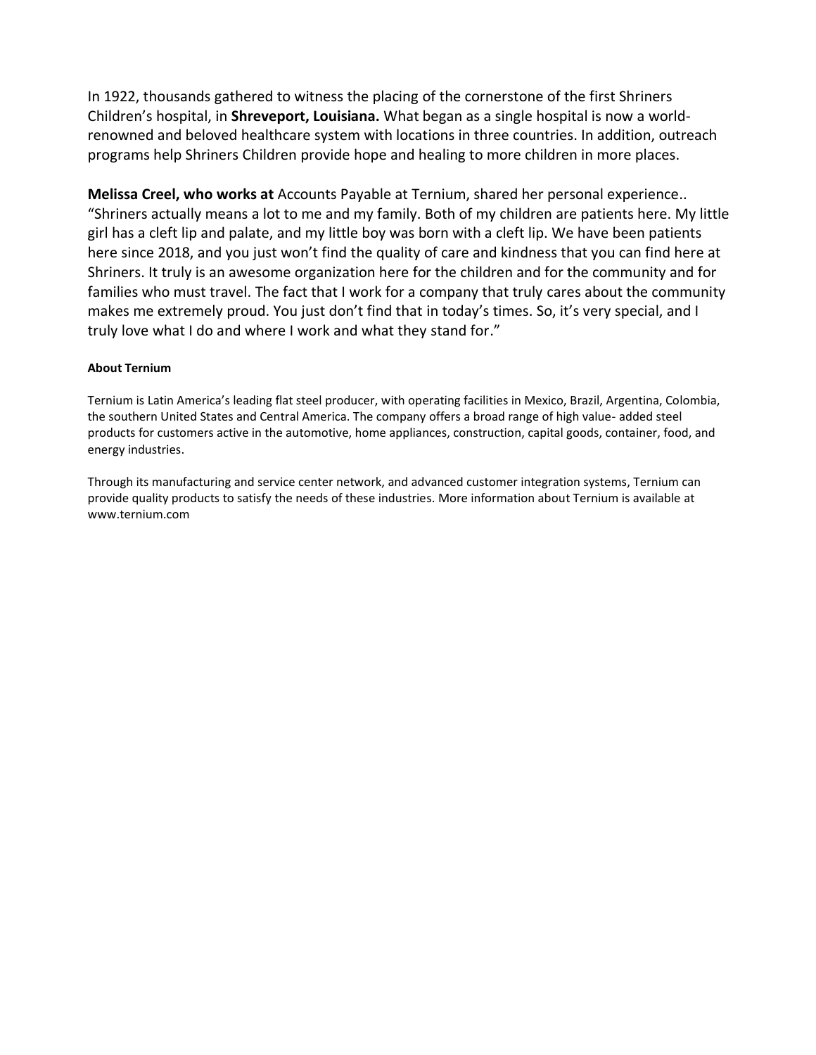In 1922, thousands gathered to witness the placing of the cornerstone of the first Shriners Children's hospital, in **Shreveport, Louisiana.** What began as a single hospital is now a world-renowned and beloved healthcare system with locations in three countries. In addition, outreach programs help Shriners Children provide hope and healing to more children in more places.

**Melissa Creel, who works at** Accounts Payable at Ternium, shared her personal experience.. "Shriners actually means a lot to me and my family. Both of my children are patients here. My little girl has a cleft lip and palate, and my little boy was born with a cleft lip. We have been patients here since 2018, and you just won't find the quality of care and kindness that you can find here at Shriners. It truly is an awesome organization here for the children and for the community and for families who must travel. The fact that I work for a company that truly cares about the community makes me extremely proud. You just don't find that in today's times. So, it's very special, and I truly love what I do and where I work and what they stand for."

**About Ternium**

Ternium is Latin America's leading flat steel producer, with operating facilities in Mexico, Brazil, Argentina, Colombia, the southern United States and Central America. The company offers a broad range of high value- added steel products for customers active in the automotive, home appliances, construction, capital goods, container, food, and energy industries.

Through its manufacturing and service center network, and advanced customer integration systems, Ternium can provide quality products to satisfy the needs of these industries. More information about Ternium is available at www.ternium.com